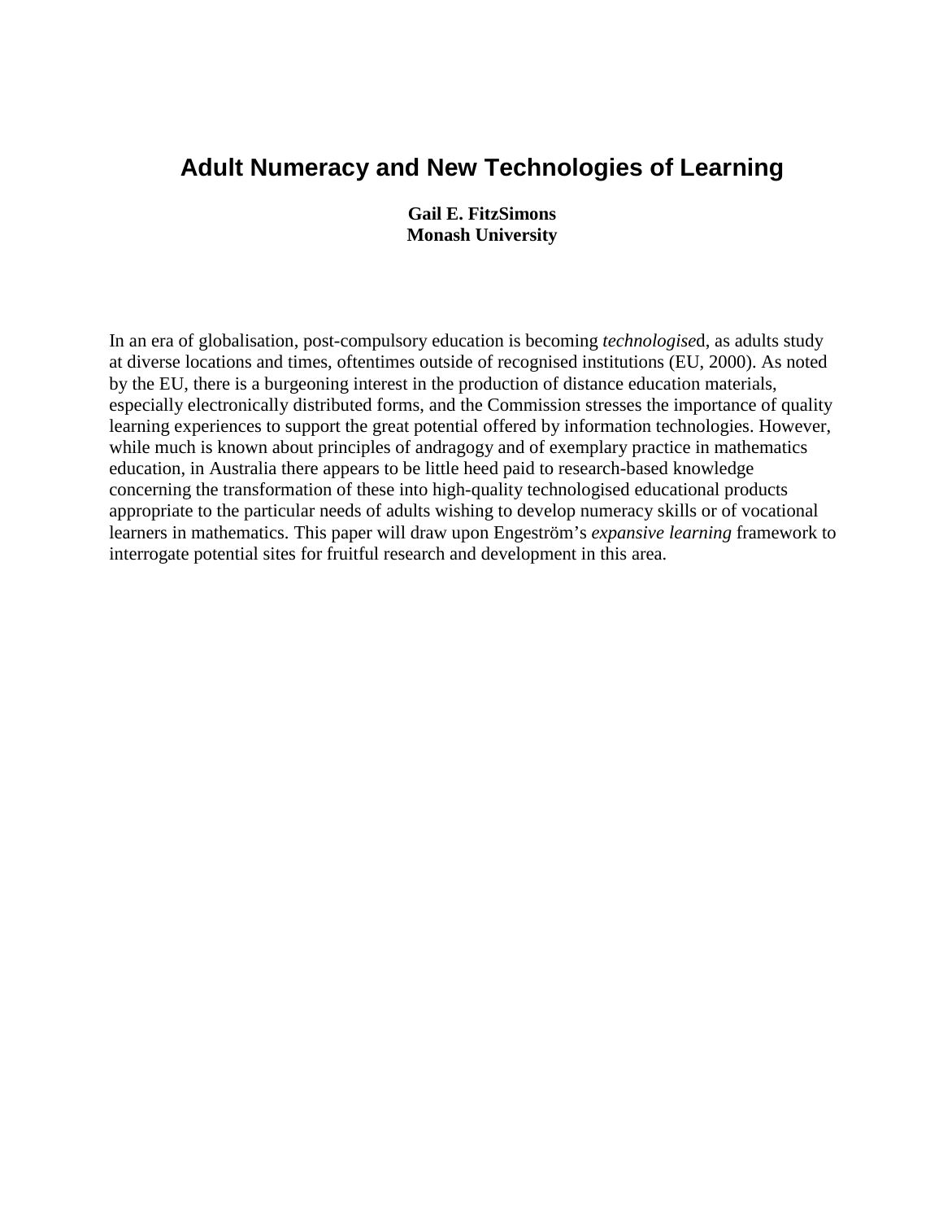# Adult Numeracy and New Technologies of Learning

**Gail E. FitzSimons**
**Monash University**

In an era of globalisation, post-compulsory education is becoming *technologise*d, as adults study at diverse locations and times, oftentimes outside of recognised institutions (EU, 2000). As noted by the EU, there is a burgeoning interest in the production of distance education materials, especially electronically distributed forms, and the Commission stresses the importance of quality learning experiences to support the great potential offered by information technologies. However, while much is known about principles of andragogy and of exemplary practice in mathematics education, in Australia there appears to be little heed paid to research-based knowledge concerning the transformation of these into high-quality technologised educational products appropriate to the particular needs of adults wishing to develop numeracy skills or of vocational learners in mathematics. This paper will draw upon Engeström's *expansive learning* framework to interrogate potential sites for fruitful research and development in this area.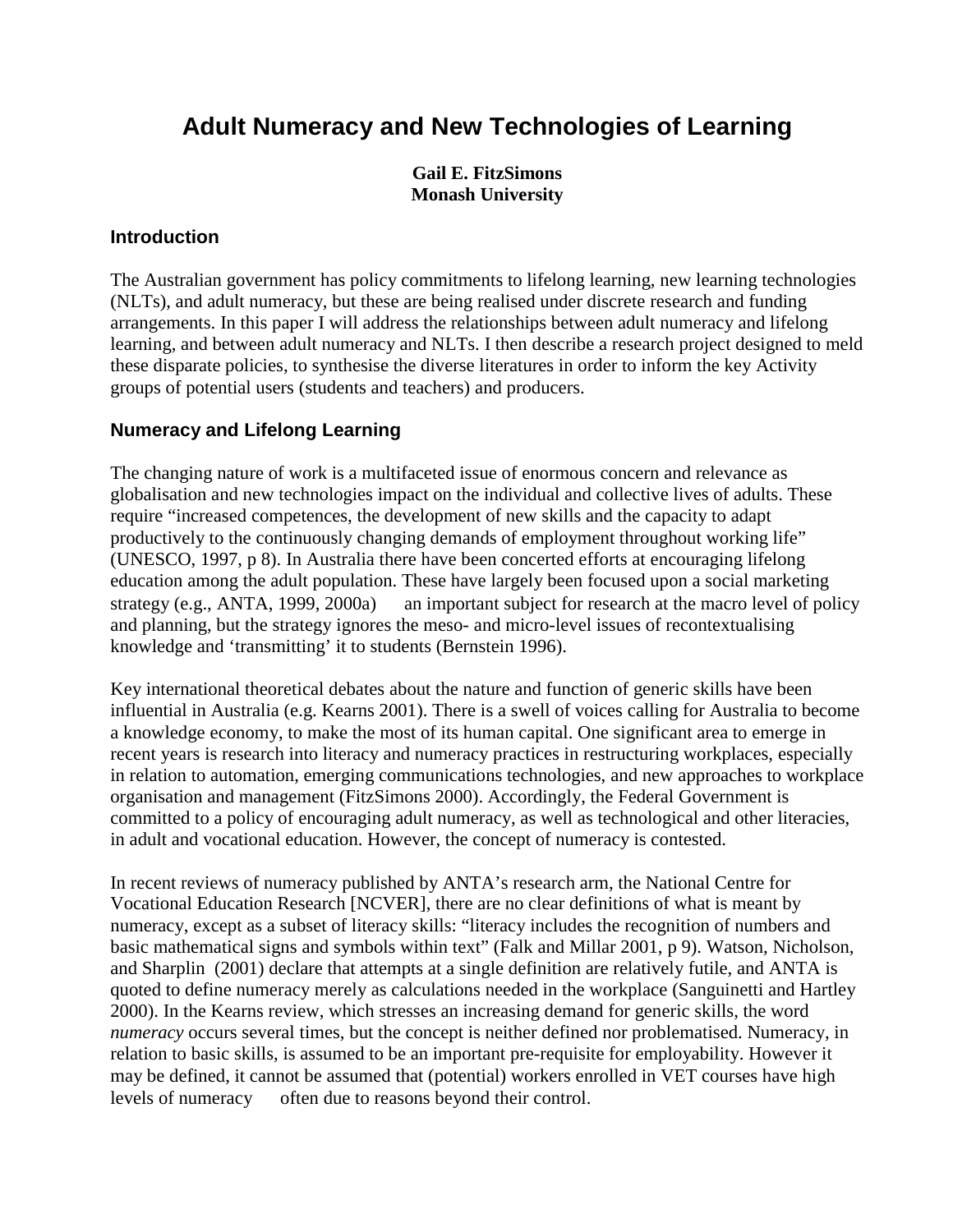# Adult Numeracy and New Technologies of Learning

**Gail E. FitzSimons**
**Monash University**

## Introduction

The Australian government has policy commitments to lifelong learning, new learning technologies (NLTs), and adult numeracy, but these are being realised under discrete research and funding arrangements. In this paper I will address the relationships between adult numeracy and lifelong learning, and between adult numeracy and NLTs. I then describe a research project designed to meld these disparate policies, to synthesise the diverse literatures in order to inform the key Activity groups of potential users (students and teachers) and producers.

## Numeracy and Lifelong Learning

The changing nature of work is a multifaceted issue of enormous concern and relevance as globalisation and new technologies impact on the individual and collective lives of adults. These require "increased competences, the development of new skills and the capacity to adapt productively to the continuously changing demands of employment throughout working life" (UNESCO, 1997, p 8). In Australia there have been concerted efforts at encouraging lifelong education among the adult population. These have largely been focused upon a social marketing strategy (e.g., ANTA, 1999, 2000a) an important subject for research at the macro level of policy and planning, but the strategy ignores the meso- and micro-level issues of recontextualising knowledge and 'transmitting' it to students (Bernstein 1996).

Key international theoretical debates about the nature and function of generic skills have been influential in Australia (e.g. Kearns 2001). There is a swell of voices calling for Australia to become a knowledge economy, to make the most of its human capital. One significant area to emerge in recent years is research into literacy and numeracy practices in restructuring workplaces, especially in relation to automation, emerging communications technologies, and new approaches to workplace organisation and management (FitzSimons 2000). Accordingly, the Federal Government is committed to a policy of encouraging adult numeracy, as well as technological and other literacies, in adult and vocational education. However, the concept of numeracy is contested.

In recent reviews of numeracy published by ANTA's research arm, the National Centre for Vocational Education Research [NCVER], there are no clear definitions of what is meant by numeracy, except as a subset of literacy skills: "literacy includes the recognition of numbers and basic mathematical signs and symbols within text" (Falk and Millar 2001, p 9). Watson, Nicholson, and Sharplin (2001) declare that attempts at a single definition are relatively futile, and ANTA is quoted to define numeracy merely as calculations needed in the workplace (Sanguinetti and Hartley 2000). In the Kearns review, which stresses an increasing demand for generic skills, the word *numeracy* occurs several times, but the concept is neither defined nor problematised. Numeracy, in relation to basic skills, is assumed to be an important pre-requisite for employability. However it may be defined, it cannot be assumed that (potential) workers enrolled in VET courses have high levels of numeracy often due to reasons beyond their control.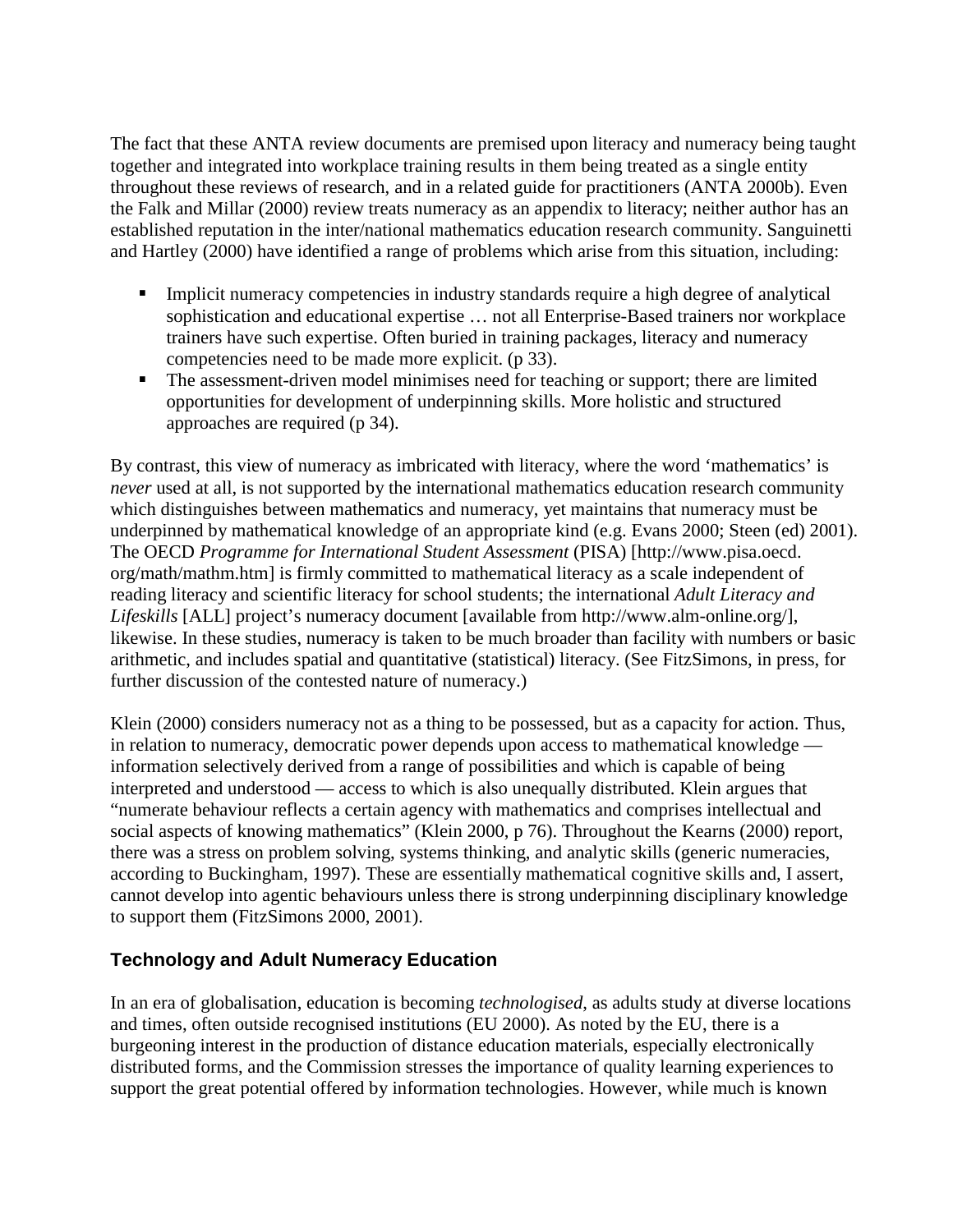The fact that these ANTA review documents are premised upon literacy and numeracy being taught together and integrated into workplace training results in them being treated as a single entity throughout these reviews of research, and in a related guide for practitioners (ANTA 2000b). Even the Falk and Millar (2000) review treats numeracy as an appendix to literacy; neither author has an established reputation in the inter/national mathematics education research community. Sanguinetti and Hartley (2000) have identified a range of problems which arise from this situation, including:

- Implicit numeracy competencies in industry standards require a high degree of analytical sophistication and educational expertise … not all Enterprise-Based trainers nor workplace trainers have such expertise. Often buried in training packages, literacy and numeracy competencies need to be made more explicit. (p 33).
- The assessment-driven model minimises need for teaching or support; there are limited opportunities for development of underpinning skills. More holistic and structured approaches are required (p 34).

By contrast, this view of numeracy as imbricated with literacy, where the word 'mathematics' is *never* used at all, is not supported by the international mathematics education research community which distinguishes between mathematics and numeracy, yet maintains that numeracy must be underpinned by mathematical knowledge of an appropriate kind (e.g. Evans 2000; Steen (ed) 2001). The OECD *Programme for International Student Assessment* (PISA) [http://www.pisa.oecd.org/math/mathm.htm] is firmly committed to mathematical literacy as a scale independent of reading literacy and scientific literacy for school students; the international *Adult Literacy and Lifeskills* [ALL] project's numeracy document [available from http://www.alm-online.org/], likewise. In these studies, numeracy is taken to be much broader than facility with numbers or basic arithmetic, and includes spatial and quantitative (statistical) literacy. (See FitzSimons, in press, for further discussion of the contested nature of numeracy.)

Klein (2000) considers numeracy not as a thing to be possessed, but as a capacity for action. Thus, in relation to numeracy, democratic power depends upon access to mathematical knowledge — information selectively derived from a range of possibilities and which is capable of being interpreted and understood — access to which is also unequally distributed. Klein argues that "numerate behaviour reflects a certain agency with mathematics and comprises intellectual and social aspects of knowing mathematics" (Klein 2000, p 76). Throughout the Kearns (2000) report, there was a stress on problem solving, systems thinking, and analytic skills (generic numeracies, according to Buckingham, 1997). These are essentially mathematical cognitive skills and, I assert, cannot develop into agentic behaviours unless there is strong underpinning disciplinary knowledge to support them (FitzSimons 2000, 2001).

## Technology and Adult Numeracy Education

In an era of globalisation, education is becoming *technologised*, as adults study at diverse locations and times, often outside recognised institutions (EU 2000). As noted by the EU, there is a burgeoning interest in the production of distance education materials, especially electronically distributed forms, and the Commission stresses the importance of quality learning experiences to support the great potential offered by information technologies. However, while much is known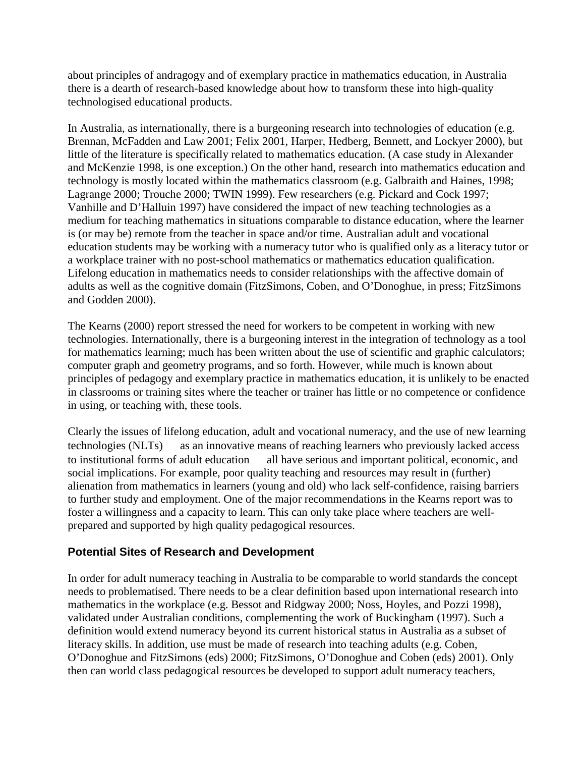about principles of andragogy and of exemplary practice in mathematics education, in Australia there is a dearth of research-based knowledge about how to transform these into high-quality technologised educational products.

In Australia, as internationally, there is a burgeoning research into technologies of education (e.g. Brennan, McFadden and Law 2001; Felix 2001, Harper, Hedberg, Bennett, and Lockyer 2000), but little of the literature is specifically related to mathematics education. (A case study in Alexander and McKenzie 1998, is one exception.) On the other hand, research into mathematics education and technology is mostly located within the mathematics classroom (e.g. Galbraith and Haines, 1998; Lagrange 2000; Trouche 2000; TWIN 1999). Few researchers (e.g. Pickard and Cock 1997; Vanhille and D'Halluin 1997) have considered the impact of new teaching technologies as a medium for teaching mathematics in situations comparable to distance education, where the learner is (or may be) remote from the teacher in space and/or time. Australian adult and vocational education students may be working with a numeracy tutor who is qualified only as a literacy tutor or a workplace trainer with no post-school mathematics or mathematics education qualification. Lifelong education in mathematics needs to consider relationships with the affective domain of adults as well as the cognitive domain (FitzSimons, Coben, and O'Donoghue, in press; FitzSimons and Godden 2000).

The Kearns (2000) report stressed the need for workers to be competent in working with new technologies. Internationally, there is a burgeoning interest in the integration of technology as a tool for mathematics learning; much has been written about the use of scientific and graphic calculators; computer graph and geometry programs, and so forth. However, while much is known about principles of pedagogy and exemplary practice in mathematics education, it is unlikely to be enacted in classrooms or training sites where the teacher or trainer has little or no competence or confidence in using, or teaching with, these tools.

Clearly the issues of lifelong education, adult and vocational numeracy, and the use of new learning technologies (NLTs) as an innovative means of reaching learners who previously lacked access to institutional forms of adult education all have serious and important political, economic, and social implications. For example, poor quality teaching and resources may result in (further) alienation from mathematics in learners (young and old) who lack self-confidence, raising barriers to further study and employment. One of the major recommendations in the Kearns report was to foster a willingness and a capacity to learn. This can only take place where teachers are well-prepared and supported by high quality pedagogical resources.

### Potential Sites of Research and Development

In order for adult numeracy teaching in Australia to be comparable to world standards the concept needs to problematised. There needs to be a clear definition based upon international research into mathematics in the workplace (e.g. Bessot and Ridgway 2000; Noss, Hoyles, and Pozzi 1998), validated under Australian conditions, complementing the work of Buckingham (1997). Such a definition would extend numeracy beyond its current historical status in Australia as a subset of literacy skills. In addition, use must be made of research into teaching adults (e.g. Coben, O'Donoghue and FitzSimons (eds) 2000; FitzSimons, O'Donoghue and Coben (eds) 2001). Only then can world class pedagogical resources be developed to support adult numeracy teachers,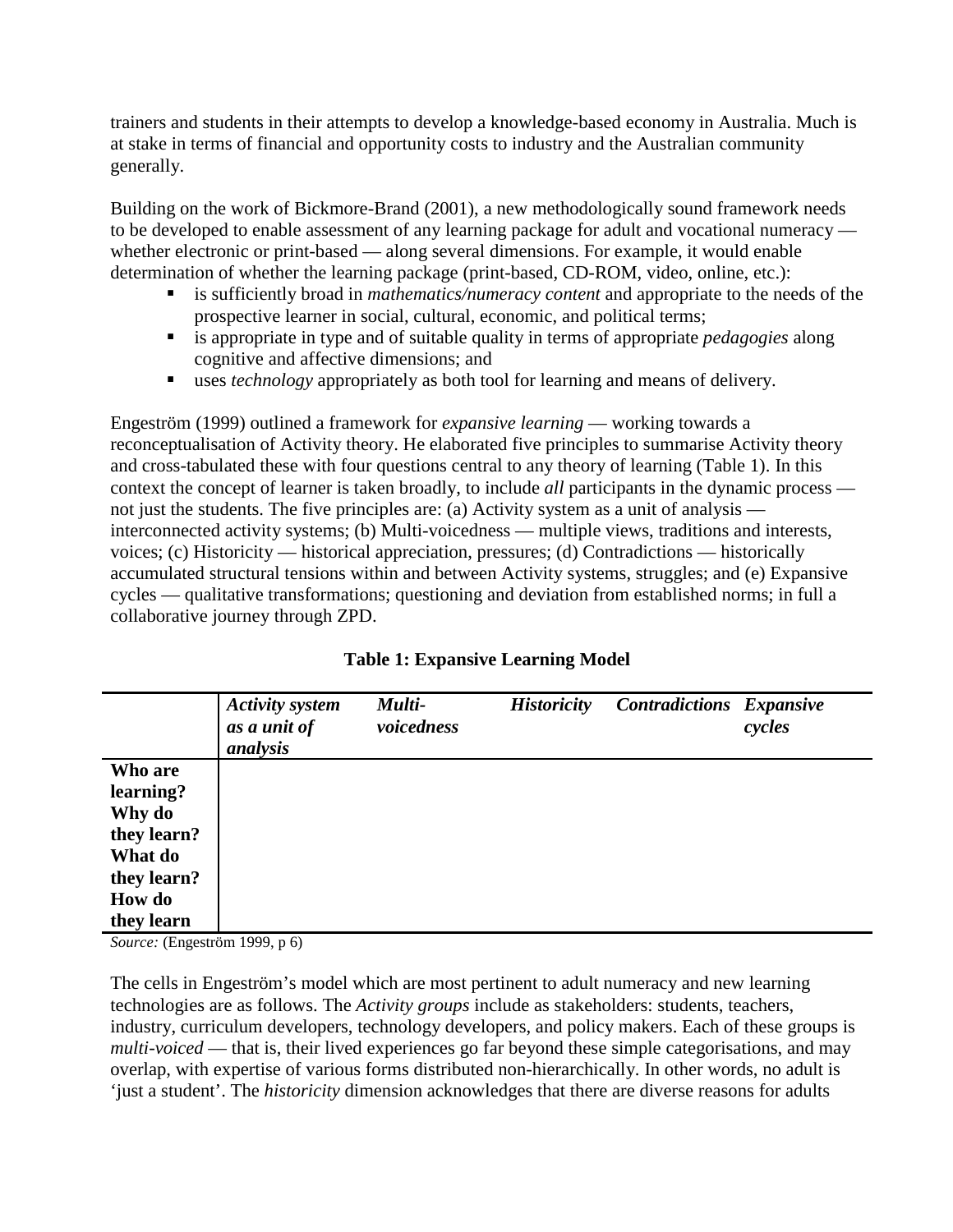trainers and students in their attempts to develop a knowledge-based economy in Australia. Much is at stake in terms of financial and opportunity costs to industry and the Australian community generally.

Building on the work of Bickmore-Brand (2001), a new methodologically sound framework needs to be developed to enable assessment of any learning package for adult and vocational numeracy — whether electronic or print-based — along several dimensions. For example, it would enable determination of whether the learning package (print-based, CD-ROM, video, online, etc.):

- is sufficiently broad in *mathematics/numeracy content* and appropriate to the needs of the prospective learner in social, cultural, economic, and political terms;
- is appropriate in type and of suitable quality in terms of appropriate *pedagogies* along cognitive and affective dimensions; and
- uses *technology* appropriately as both tool for learning and means of delivery.

Engeström (1999) outlined a framework for *expansive learning* — working towards a reconceptualisation of Activity theory. He elaborated five principles to summarise Activity theory and cross-tabulated these with four questions central to any theory of learning (Table 1). In this context the concept of learner is taken broadly, to include *all* participants in the dynamic process — not just the students. The five principles are: (a) Activity system as a unit of analysis — interconnected activity systems; (b) Multi-voicedness — multiple views, traditions and interests, voices; (c) Historicity — historical appreciation, pressures; (d) Contradictions — historically accumulated structural tensions within and between Activity systems, struggles; and (e) Expansive cycles — qualitative transformations; questioning and deviation from established norms; in full a collaborative journey through ZPD.

**Table 1: Expansive Learning Model**

| | ***Activity system as a unit of analysis*** | ***Multi-voicedness*** | ***Historicity*** | ***Contradictions*** | ***Expansive cycles*** |
|---|---|---|---|---|---|
| **Who are learning?** | | | | | |
| **Why do they learn?** | | | | | |
| **What do they learn?** | | | | | |
| **How do they learn** | | | | | |

*Source:* (Engeström 1999, p 6)

The cells in Engeström's model which are most pertinent to adult numeracy and new learning technologies are as follows. The *Activity groups* include as stakeholders: students, teachers, industry, curriculum developers, technology developers, and policy makers. Each of these groups is *multi-voiced* — that is, their lived experiences go far beyond these simple categorisations, and may overlap, with expertise of various forms distributed non-hierarchically. In other words, no adult is 'just a student'. The *historicity* dimension acknowledges that there are diverse reasons for adults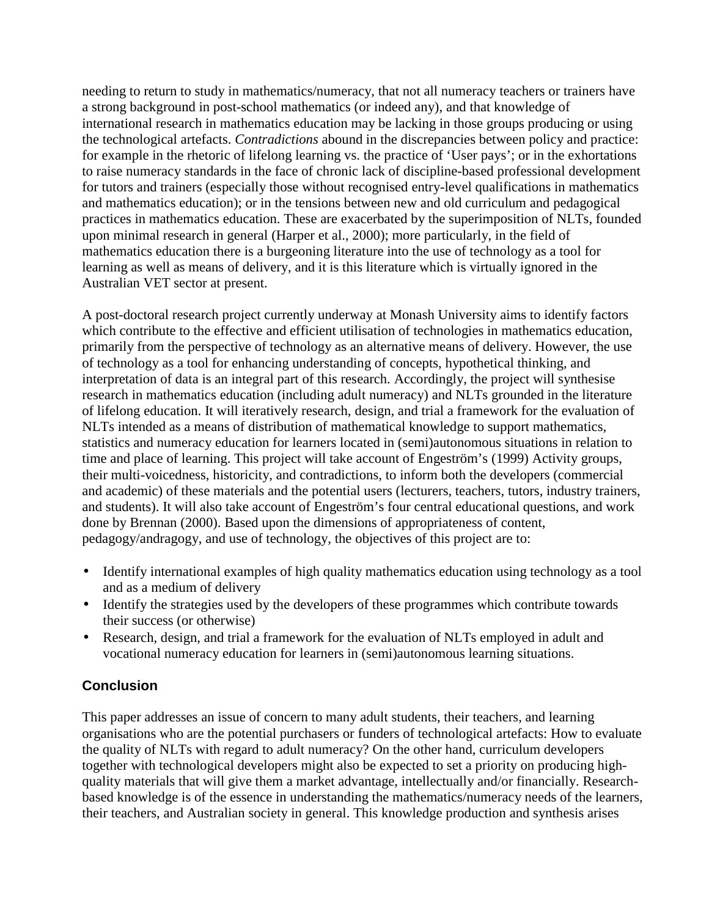needing to return to study in mathematics/numeracy, that not all numeracy teachers or trainers have a strong background in post-school mathematics (or indeed any), and that knowledge of international research in mathematics education may be lacking in those groups producing or using the technological artefacts. *Contradictions* abound in the discrepancies between policy and practice: for example in the rhetoric of lifelong learning vs. the practice of 'User pays'; or in the exhortations to raise numeracy standards in the face of chronic lack of discipline-based professional development for tutors and trainers (especially those without recognised entry-level qualifications in mathematics and mathematics education); or in the tensions between new and old curriculum and pedagogical practices in mathematics education. These are exacerbated by the superimposition of NLTs, founded upon minimal research in general (Harper et al., 2000); more particularly, in the field of mathematics education there is a burgeoning literature into the use of technology as a tool for learning as well as means of delivery, and it is this literature which is virtually ignored in the Australian VET sector at present.

A post-doctoral research project currently underway at Monash University aims to identify factors which contribute to the effective and efficient utilisation of technologies in mathematics education, primarily from the perspective of technology as an alternative means of delivery. However, the use of technology as a tool for enhancing understanding of concepts, hypothetical thinking, and interpretation of data is an integral part of this research. Accordingly, the project will synthesise research in mathematics education (including adult numeracy) and NLTs grounded in the literature of lifelong education. It will iteratively research, design, and trial a framework for the evaluation of NLTs intended as a means of distribution of mathematical knowledge to support mathematics, statistics and numeracy education for learners located in (semi)autonomous situations in relation to time and place of learning. This project will take account of Engeström's (1999) Activity groups, their multi-voicedness, historicity, and contradictions, to inform both the developers (commercial and academic) of these materials and the potential users (lecturers, teachers, tutors, industry trainers, and students). It will also take account of Engeström's four central educational questions, and work done by Brennan (2000). Based upon the dimensions of appropriateness of content, pedagogy/andragogy, and use of technology, the objectives of this project are to:

- Identify international examples of high quality mathematics education using technology as a tool and as a medium of delivery
- Identify the strategies used by the developers of these programmes which contribute towards their success (or otherwise)
- Research, design, and trial a framework for the evaluation of NLTs employed in adult and vocational numeracy education for learners in (semi)autonomous learning situations.

## Conclusion

This paper addresses an issue of concern to many adult students, their teachers, and learning organisations who are the potential purchasers or funders of technological artefacts: How to evaluate the quality of NLTs with regard to adult numeracy? On the other hand, curriculum developers together with technological developers might also be expected to set a priority on producing high-quality materials that will give them a market advantage, intellectually and/or financially. Research-based knowledge is of the essence in understanding the mathematics/numeracy needs of the learners, their teachers, and Australian society in general. This knowledge production and synthesis arises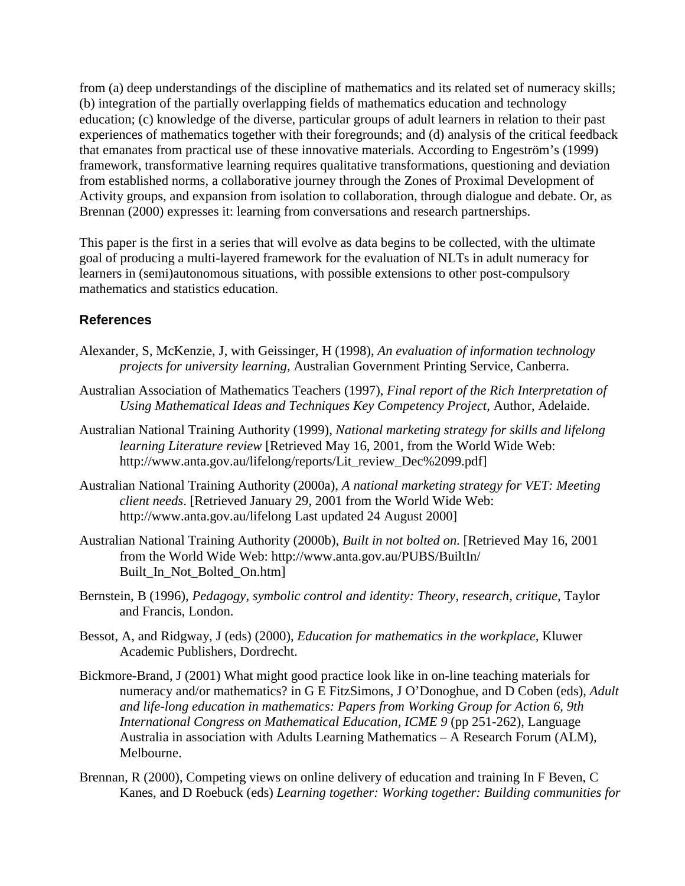from (a) deep understandings of the discipline of mathematics and its related set of numeracy skills; (b) integration of the partially overlapping fields of mathematics education and technology education; (c) knowledge of the diverse, particular groups of adult learners in relation to their past experiences of mathematics together with their foregrounds; and (d) analysis of the critical feedback that emanates from practical use of these innovative materials. According to Engeström's (1999) framework, transformative learning requires qualitative transformations, questioning and deviation from established norms, a collaborative journey through the Zones of Proximal Development of Activity groups, and expansion from isolation to collaboration, through dialogue and debate. Or, as Brennan (2000) expresses it: learning from conversations and research partnerships.

This paper is the first in a series that will evolve as data begins to be collected, with the ultimate goal of producing a multi-layered framework for the evaluation of NLTs in adult numeracy for learners in (semi)autonomous situations, with possible extensions to other post-compulsory mathematics and statistics education.

### References

Alexander, S, McKenzie, J, with Geissinger, H (1998), *An evaluation of information technology projects for university learning*, Australian Government Printing Service, Canberra.

Australian Association of Mathematics Teachers (1997), *Final report of the Rich Interpretation of Using Mathematical Ideas and Techniques Key Competency Project*, Author, Adelaide.

Australian National Training Authority (1999), *National marketing strategy for skills and lifelong learning Literature review* [Retrieved May 16, 2001, from the World Wide Web: http://www.anta.gov.au/lifelong/reports/Lit_review_Dec%2099.pdf]

Australian National Training Authority (2000a), *A national marketing strategy for VET: Meeting client needs*. [Retrieved January 29, 2001 from the World Wide Web: http://www.anta.gov.au/lifelong Last updated 24 August 2000]

Australian National Training Authority (2000b), *Built in not bolted on.* [Retrieved May 16, 2001 from the World Wide Web: http://www.anta.gov.au/PUBS/BuiltIn/ Built_In_Not_Bolted_On.htm]

Bernstein, B (1996), *Pedagogy, symbolic control and identity: Theory, research, critique,* Taylor and Francis, London.

Bessot, A, and Ridgway, J (eds) (2000), *Education for mathematics in the workplace*, Kluwer Academic Publishers, Dordrecht.

Bickmore-Brand, J (2001) What might good practice look like in on-line teaching materials for numeracy and/or mathematics? in G E FitzSimons, J O'Donoghue, and D Coben (eds), *Adult and life-long education in mathematics: Papers from Working Group for Action 6, 9th International Congress on Mathematical Education, ICME 9* (pp 251-262), Language Australia in association with Adults Learning Mathematics – A Research Forum (ALM), Melbourne.

Brennan, R (2000), Competing views on online delivery of education and training In F Beven, C Kanes, and D Roebuck (eds) *Learning together: Working together: Building communities for*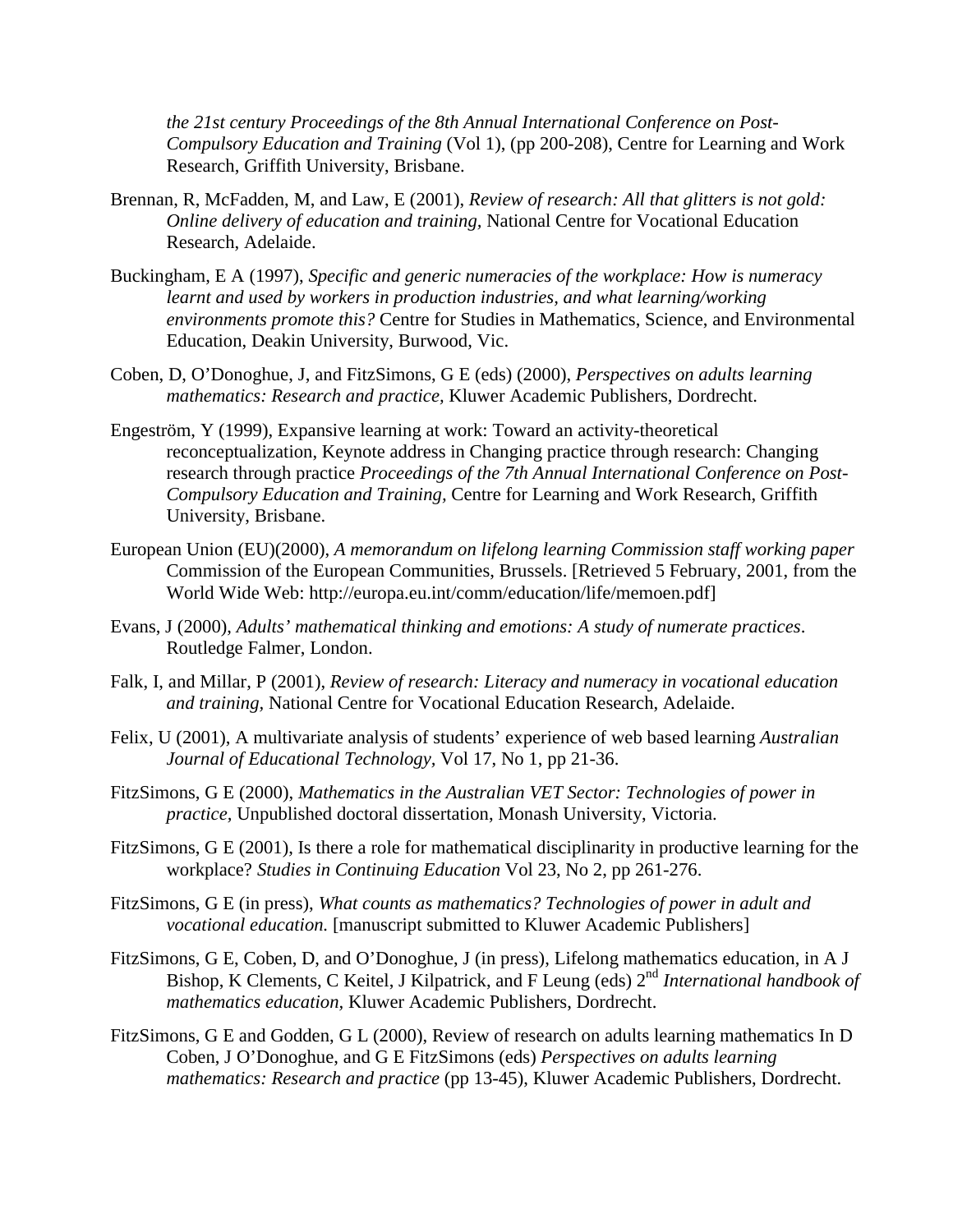*the 21st century Proceedings of the 8th Annual International Conference on Post-Compulsory Education and Training* (Vol 1), (pp 200-208), Centre for Learning and Work Research, Griffith University, Brisbane.

Brennan, R, McFadden, M, and Law, E (2001), *Review of research: All that glitters is not gold: Online delivery of education and training,* National Centre for Vocational Education Research, Adelaide.

Buckingham, E A (1997), *Specific and generic numeracies of the workplace: How is numeracy learnt and used by workers in production industries, and what learning/working environments promote this?* Centre for Studies in Mathematics, Science, and Environmental Education, Deakin University, Burwood, Vic.

Coben, D, O'Donoghue, J, and FitzSimons, G E (eds) (2000), *Perspectives on adults learning mathematics: Research and practice,* Kluwer Academic Publishers, Dordrecht.

Engeström, Y (1999), Expansive learning at work: Toward an activity-theoretical reconceptualization, Keynote address in Changing practice through research: Changing research through practice *Proceedings of the 7th Annual International Conference on Post-Compulsory Education and Training,* Centre for Learning and Work Research, Griffith University, Brisbane.

European Union (EU)(2000), *A memorandum on lifelong learning Commission staff working paper* Commission of the European Communities, Brussels. [Retrieved 5 February, 2001, from the World Wide Web: http://europa.eu.int/comm/education/life/memoen.pdf]

Evans, J (2000), *Adults' mathematical thinking and emotions: A study of numerate practices*. Routledge Falmer, London.

Falk, I, and Millar, P (2001), *Review of research: Literacy and numeracy in vocational education and training,* National Centre for Vocational Education Research, Adelaide.

Felix, U (2001), A multivariate analysis of students' experience of web based learning *Australian Journal of Educational Technology,* Vol 17, No 1, pp 21-36.

FitzSimons, G E (2000), *Mathematics in the Australian VET Sector: Technologies of power in practice,* Unpublished doctoral dissertation, Monash University, Victoria.

FitzSimons, G E (2001), Is there a role for mathematical disciplinarity in productive learning for the workplace? *Studies in Continuing Education* Vol 23, No 2, pp 261-276.

FitzSimons, G E (in press), *What counts as mathematics? Technologies of power in adult and vocational education.* [manuscript submitted to Kluwer Academic Publishers]

FitzSimons, G E, Coben, D, and O'Donoghue, J (in press), Lifelong mathematics education, in A J Bishop, K Clements, C Keitel, J Kilpatrick, and F Leung (eds) 2nd *International handbook of mathematics education,* Kluwer Academic Publishers, Dordrecht.

FitzSimons, G E and Godden, G L (2000), Review of research on adults learning mathematics In D Coben, J O'Donoghue, and G E FitzSimons (eds) *Perspectives on adults learning mathematics: Research and practice* (pp 13-45), Kluwer Academic Publishers, Dordrecht.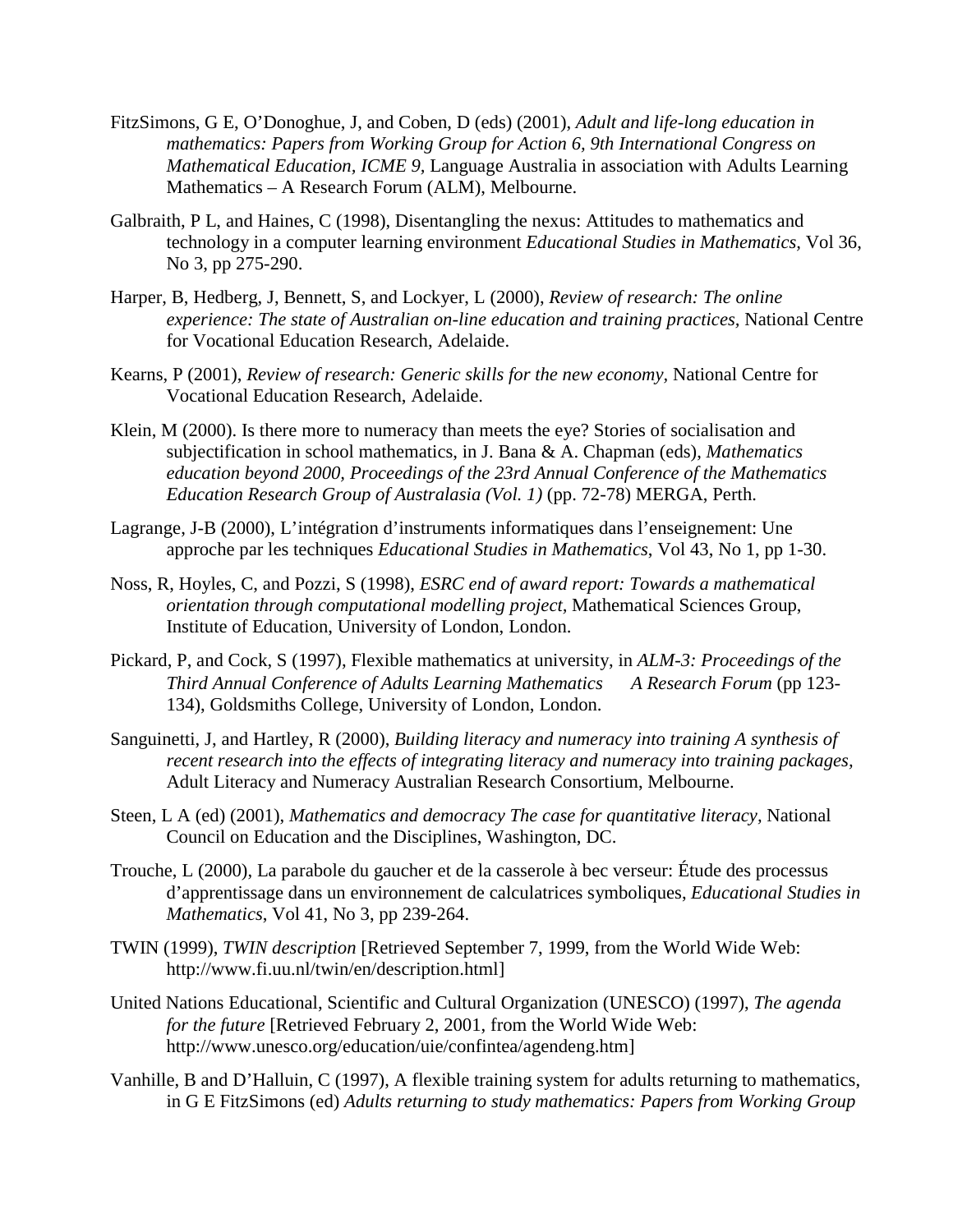FitzSimons, G E, O'Donoghue, J, and Coben, D (eds) (2001), *Adult and life-long education in mathematics: Papers from Working Group for Action 6, 9th International Congress on Mathematical Education, ICME 9*, Language Australia in association with Adults Learning Mathematics – A Research Forum (ALM), Melbourne.

Galbraith, P L, and Haines, C (1998), Disentangling the nexus: Attitudes to mathematics and technology in a computer learning environment *Educational Studies in Mathematics*, Vol 36, No 3, pp 275-290.

Harper, B, Hedberg, J, Bennett, S, and Lockyer, L (2000), *Review of research: The online experience: The state of Australian on-line education and training practices*, National Centre for Vocational Education Research, Adelaide.

Kearns, P (2001), *Review of research: Generic skills for the new economy*, National Centre for Vocational Education Research, Adelaide.

Klein, M (2000). Is there more to numeracy than meets the eye? Stories of socialisation and subjectification in school mathematics, in J. Bana & A. Chapman (eds), *Mathematics education beyond 2000, Proceedings of the 23rd Annual Conference of the Mathematics Education Research Group of Australasia (Vol. 1)* (pp. 72-78) MERGA, Perth.

Lagrange, J-B (2000), L'intégration d'instruments informatiques dans l'enseignement: Une approche par les techniques *Educational Studies in Mathematics*, Vol 43, No 1, pp 1-30.

Noss, R, Hoyles, C, and Pozzi, S (1998), *ESRC end of award report: Towards a mathematical orientation through computational modelling project*, Mathematical Sciences Group, Institute of Education, University of London, London.

Pickard, P, and Cock, S (1997), Flexible mathematics at university, in *ALM-3: Proceedings of the Third Annual Conference of Adults Learning Mathematics A Research Forum* (pp 123-134), Goldsmiths College, University of London, London.

Sanguinetti, J, and Hartley, R (2000), *Building literacy and numeracy into training A synthesis of recent research into the effects of integrating literacy and numeracy into training packages*, Adult Literacy and Numeracy Australian Research Consortium, Melbourne.

Steen, L A (ed) (2001), *Mathematics and democracy The case for quantitative literacy*, National Council on Education and the Disciplines, Washington, DC.

Trouche, L (2000), La parabole du gaucher et de la casserole à bec verseur: Étude des processus d'apprentissage dans un environnement de calculatrices symboliques, *Educational Studies in Mathematics*, Vol 41, No 3, pp 239-264.

TWIN (1999), *TWIN description* [Retrieved September 7, 1999, from the World Wide Web: http://www.fi.uu.nl/twin/en/description.html]

United Nations Educational, Scientific and Cultural Organization (UNESCO) (1997), *The agenda for the future* [Retrieved February 2, 2001, from the World Wide Web: http://www.unesco.org/education/uie/confintea/agendeng.htm]

Vanhille, B and D'Halluin, C (1997), A flexible training system for adults returning to mathematics, in G E FitzSimons (ed) *Adults returning to study mathematics: Papers from Working Group*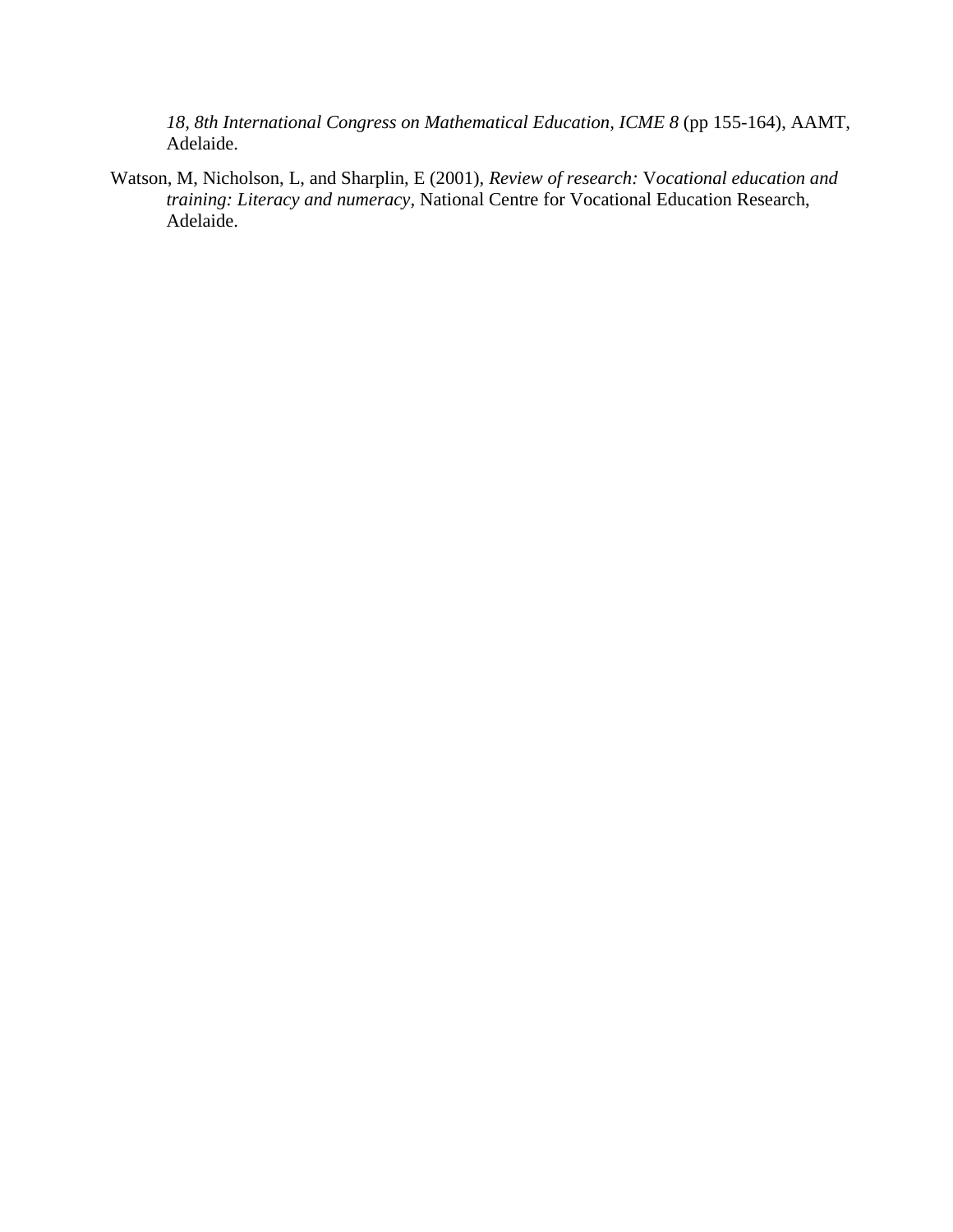*18, 8th International Congress on Mathematical Education, ICME 8* (pp 155-164), AAMT, Adelaide.

Watson, M, Nicholson, L, and Sharplin, E (2001), *Review of research:* V*ocational education and training: Literacy and numeracy*, National Centre for Vocational Education Research, Adelaide.